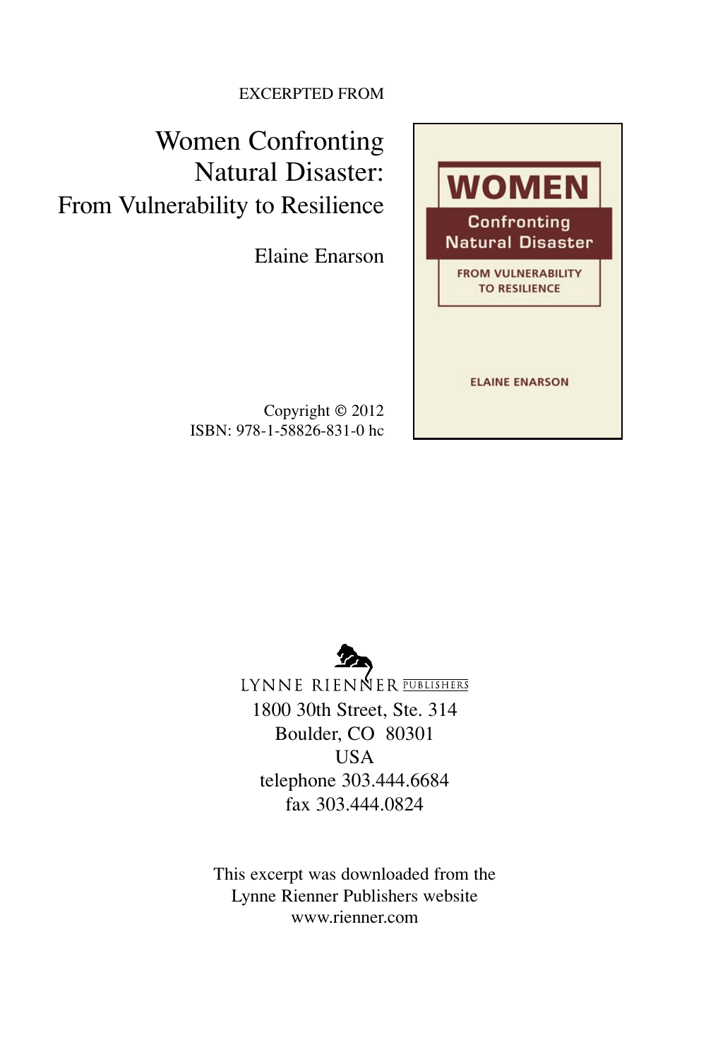EXCERPTED FROM

# Women Confronting Natural Disaster: From Vulnerability to Resilience

Elaine Enarson

Copyright © 2012
ISBN: 978-1-58826-831-0 hc

LYNNE RIENNER PUBLISHERS
1800 30th Street, Ste. 314
Boulder, CO 80301
USA
telephone 303.444.6684
fax 303.444.0824

This excerpt was downloaded from the Lynne Rienner Publishers website
www.rienner.com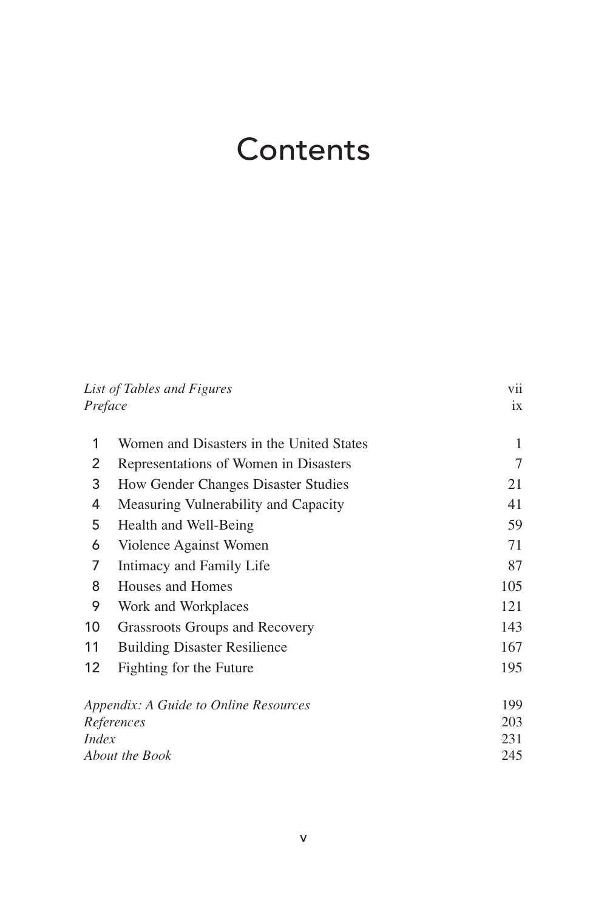# Contents

| | | |
|---|---|---|
| *List of Tables and Figures* | | vii |
| *Preface* | | ix |
| 1 | Women and Disasters in the United States | 1 |
| 2 | Representations of Women in Disasters | 7 |
| 3 | How Gender Changes Disaster Studies | 21 |
| 4 | Measuring Vulnerability and Capacity | 41 |
| 5 | Health and Well-Being | 59 |
| 6 | Violence Against Women | 71 |
| 7 | Intimacy and Family Life | 87 |
| 8 | Houses and Homes | 105 |
| 9 | Work and Workplaces | 121 |
| 10 | Grassroots Groups and Recovery | 143 |
| 11 | Building Disaster Resilience | 167 |
| 12 | Fighting for the Future | 195 |
| *Appendix: A Guide to Online Resources* | | 199 |
| *References* | | 203 |
| *Index* | | 231 |
| *About the Book* | | 245 |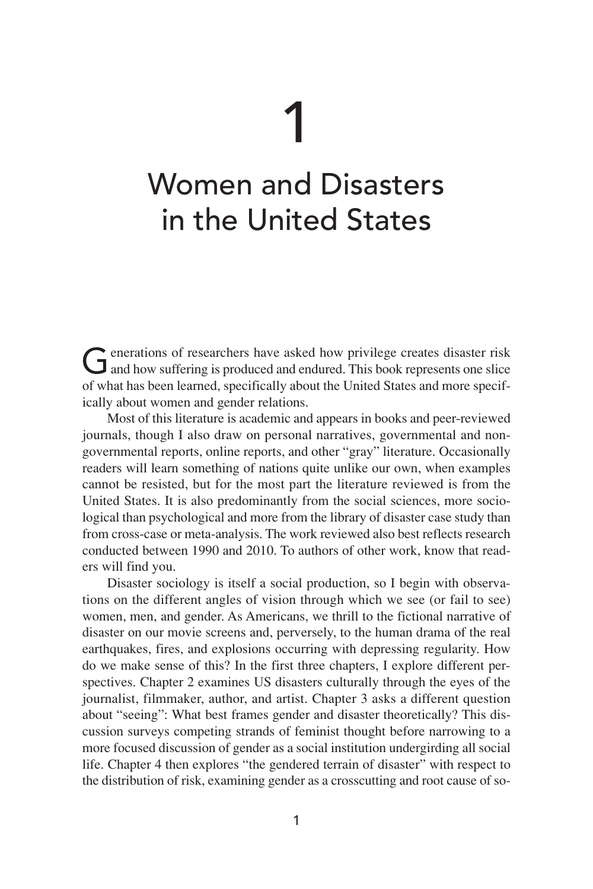# 1

# Women and Disasters in the United States

Generations of researchers have asked how privilege creates disaster risk and how suffering is produced and endured. This book represents one slice of what has been learned, specifically about the United States and more specifically about women and gender relations.

Most of this literature is academic and appears in books and peer-reviewed journals, though I also draw on personal narratives, governmental and nongovernmental reports, online reports, and other "gray" literature. Occasionally readers will learn something of nations quite unlike our own, when examples cannot be resisted, but for the most part the literature reviewed is from the United States. It is also predominantly from the social sciences, more sociological than psychological and more from the library of disaster case study than from cross-case or meta-analysis. The work reviewed also best reflects research conducted between 1990 and 2010. To authors of other work, know that readers will find you.

Disaster sociology is itself a social production, so I begin with observations on the different angles of vision through which we see (or fail to see) women, men, and gender. As Americans, we thrill to the fictional narrative of disaster on our movie screens and, perversely, to the human drama of the real earthquakes, fires, and explosions occurring with depressing regularity. How do we make sense of this? In the first three chapters, I explore different perspectives. Chapter 2 examines US disasters culturally through the eyes of the journalist, filmmaker, author, and artist. Chapter 3 asks a different question about "seeing": What best frames gender and disaster theoretically? This discussion surveys competing strands of feminist thought before narrowing to a more focused discussion of gender as a social institution undergirding all social life. Chapter 4 then explores "the gendered terrain of disaster" with respect to the distribution of risk, examining gender as a crosscutting and root cause of so-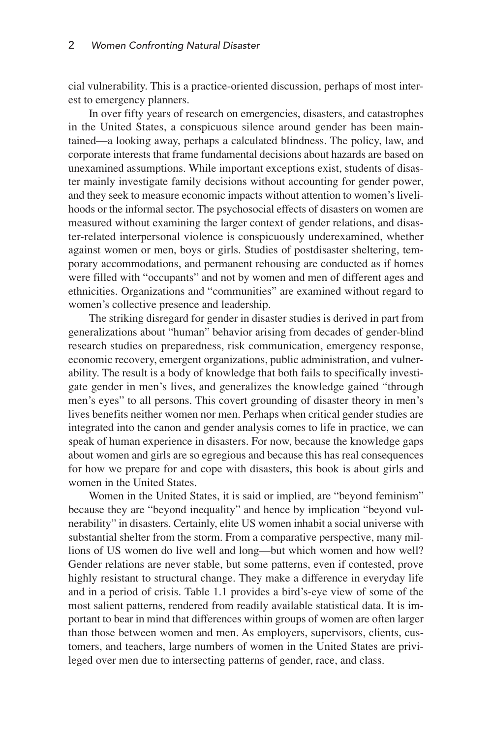cial vulnerability. This is a practice-oriented discussion, perhaps of most interest to emergency planners.

In over fifty years of research on emergencies, disasters, and catastrophes in the United States, a conspicuous silence around gender has been maintained—a looking away, perhaps a calculated blindness. The policy, law, and corporate interests that frame fundamental decisions about hazards are based on unexamined assumptions. While important exceptions exist, students of disaster mainly investigate family decisions without accounting for gender power, and they seek to measure economic impacts without attention to women's livelihoods or the informal sector. The psychosocial effects of disasters on women are measured without examining the larger context of gender relations, and disaster-related interpersonal violence is conspicuously underexamined, whether against women or men, boys or girls. Studies of postdisaster sheltering, temporary accommodations, and permanent rehousing are conducted as if homes were filled with "occupants" and not by women and men of different ages and ethnicities. Organizations and "communities" are examined without regard to women's collective presence and leadership.

The striking disregard for gender in disaster studies is derived in part from generalizations about "human" behavior arising from decades of gender-blind research studies on preparedness, risk communication, emergency response, economic recovery, emergent organizations, public administration, and vulnerability. The result is a body of knowledge that both fails to specifically investigate gender in men's lives, and generalizes the knowledge gained "through men's eyes" to all persons. This covert grounding of disaster theory in men's lives benefits neither women nor men. Perhaps when critical gender studies are integrated into the canon and gender analysis comes to life in practice, we can speak of human experience in disasters. For now, because the knowledge gaps about women and girls are so egregious and because this has real consequences for how we prepare for and cope with disasters, this book is about girls and women in the United States.

Women in the United States, it is said or implied, are "beyond feminism" because they are "beyond inequality" and hence by implication "beyond vulnerability" in disasters. Certainly, elite US women inhabit a social universe with substantial shelter from the storm. From a comparative perspective, many millions of US women do live well and long—but which women and how well? Gender relations are never stable, but some patterns, even if contested, prove highly resistant to structural change. They make a difference in everyday life and in a period of crisis. Table 1.1 provides a bird's-eye view of some of the most salient patterns, rendered from readily available statistical data. It is important to bear in mind that differences within groups of women are often larger than those between women and men. As employers, supervisors, clients, customers, and teachers, large numbers of women in the United States are privileged over men due to intersecting patterns of gender, race, and class.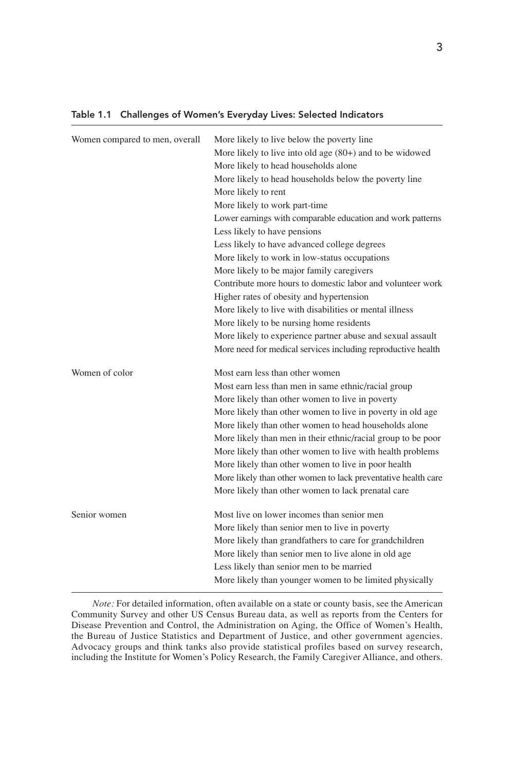**Table 1.1 Challenges of Women's Everyday Lives: Selected Indicators**

| | |
|---|---|
| Women compared to men, overall | More likely to live below the poverty line |
| | More likely to live into old age (80+) and to be widowed |
| | More likely to head households alone |
| | More likely to head households below the poverty line |
| | More likely to rent |
| | More likely to work part-time |
| | Lower earnings with comparable education and work patterns |
| | Less likely to have pensions |
| | Less likely to have advanced college degrees |
| | More likely to work in low-status occupations |
| | More likely to be major family caregivers |
| | Contribute more hours to domestic labor and volunteer work |
| | Higher rates of obesity and hypertension |
| | More likely to live with disabilities or mental illness |
| | More likely to be nursing home residents |
| | More likely to experience partner abuse and sexual assault |
| | More need for medical services including reproductive health |
| Women of color | Most earn less than other women |
| | Most earn less than men in same ethnic/racial group |
| | More likely than other women to live in poverty |
| | More likely than other women to live in poverty in old age |
| | More likely than other women to head households alone |
| | More likely than men in their ethnic/racial group to be poor |
| | More likely than other women to live with health problems |
| | More likely than other women to live in poor health |
| | More likely than other women to lack preventative health care |
| | More likely than other women to lack prenatal care |
| Senior women | Most live on lower incomes than senior men |
| | More likely than senior men to live in poverty |
| | More likely than grandfathers to care for grandchildren |
| | More likely than senior men to live alone in old age |
| | Less likely than senior men to be married |
| | More likely than younger women to be limited physically |

*Note:* For detailed information, often available on a state or county basis, see the American Community Survey and other US Census Bureau data, as well as reports from the Centers for Disease Prevention and Control, the Administration on Aging, the Office of Women's Health, the Bureau of Justice Statistics and Department of Justice, and other government agencies. Advocacy groups and think tanks also provide statistical profiles based on survey research, including the Institute for Women's Policy Research, the Family Caregiver Alliance, and others.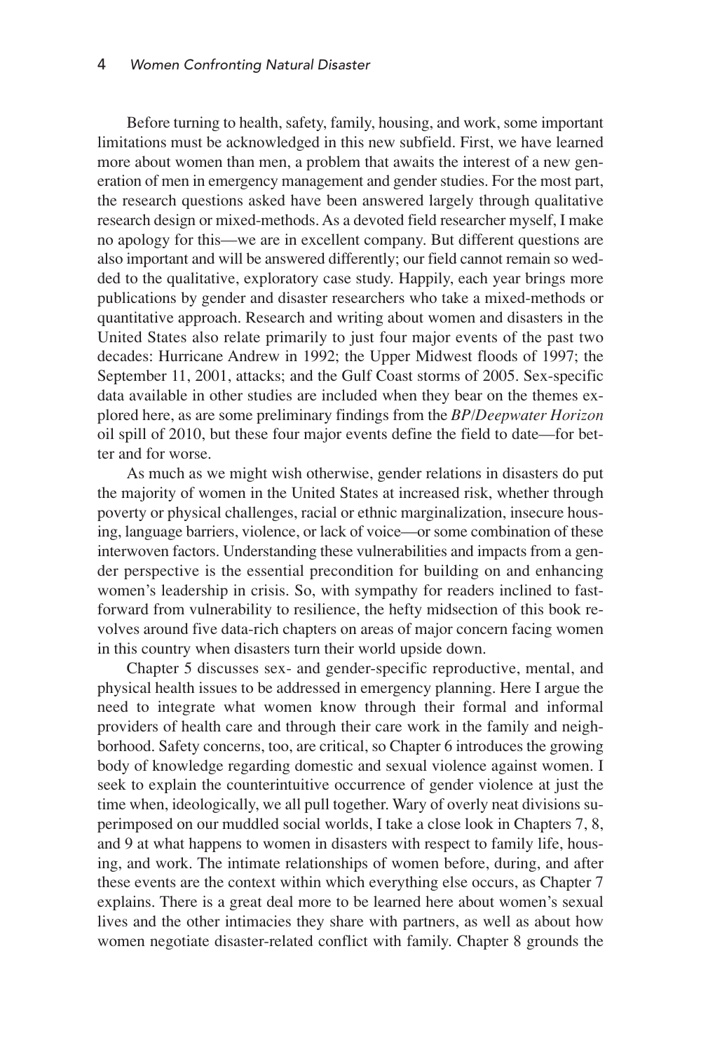Before turning to health, safety, family, housing, and work, some important limitations must be acknowledged in this new subfield. First, we have learned more about women than men, a problem that awaits the interest of a new generation of men in emergency management and gender studies. For the most part, the research questions asked have been answered largely through qualitative research design or mixed-methods. As a devoted field researcher myself, I make no apology for this—we are in excellent company. But different questions are also important and will be answered differently; our field cannot remain so wedded to the qualitative, exploratory case study. Happily, each year brings more publications by gender and disaster researchers who take a mixed-methods or quantitative approach. Research and writing about women and disasters in the United States also relate primarily to just four major events of the past two decades: Hurricane Andrew in 1992; the Upper Midwest floods of 1997; the September 11, 2001, attacks; and the Gulf Coast storms of 2005. Sex-specific data available in other studies are included when they bear on the themes explored here, as are some preliminary findings from the *BP/Deepwater Horizon* oil spill of 2010, but these four major events define the field to date—for better and for worse.

As much as we might wish otherwise, gender relations in disasters do put the majority of women in the United States at increased risk, whether through poverty or physical challenges, racial or ethnic marginalization, insecure housing, language barriers, violence, or lack of voice—or some combination of these interwoven factors. Understanding these vulnerabilities and impacts from a gender perspective is the essential precondition for building on and enhancing women's leadership in crisis. So, with sympathy for readers inclined to fast-forward from vulnerability to resilience, the hefty midsection of this book revolves around five data-rich chapters on areas of major concern facing women in this country when disasters turn their world upside down.

Chapter 5 discusses sex- and gender-specific reproductive, mental, and physical health issues to be addressed in emergency planning. Here I argue the need to integrate what women know through their formal and informal providers of health care and through their care work in the family and neighborhood. Safety concerns, too, are critical, so Chapter 6 introduces the growing body of knowledge regarding domestic and sexual violence against women. I seek to explain the counterintuitive occurrence of gender violence at just the time when, ideologically, we all pull together. Wary of overly neat divisions superimposed on our muddled social worlds, I take a close look in Chapters 7, 8, and 9 at what happens to women in disasters with respect to family life, housing, and work. The intimate relationships of women before, during, and after these events are the context within which everything else occurs, as Chapter 7 explains. There is a great deal more to be learned here about women's sexual lives and the other intimacies they share with partners, as well as about how women negotiate disaster-related conflict with family. Chapter 8 grounds the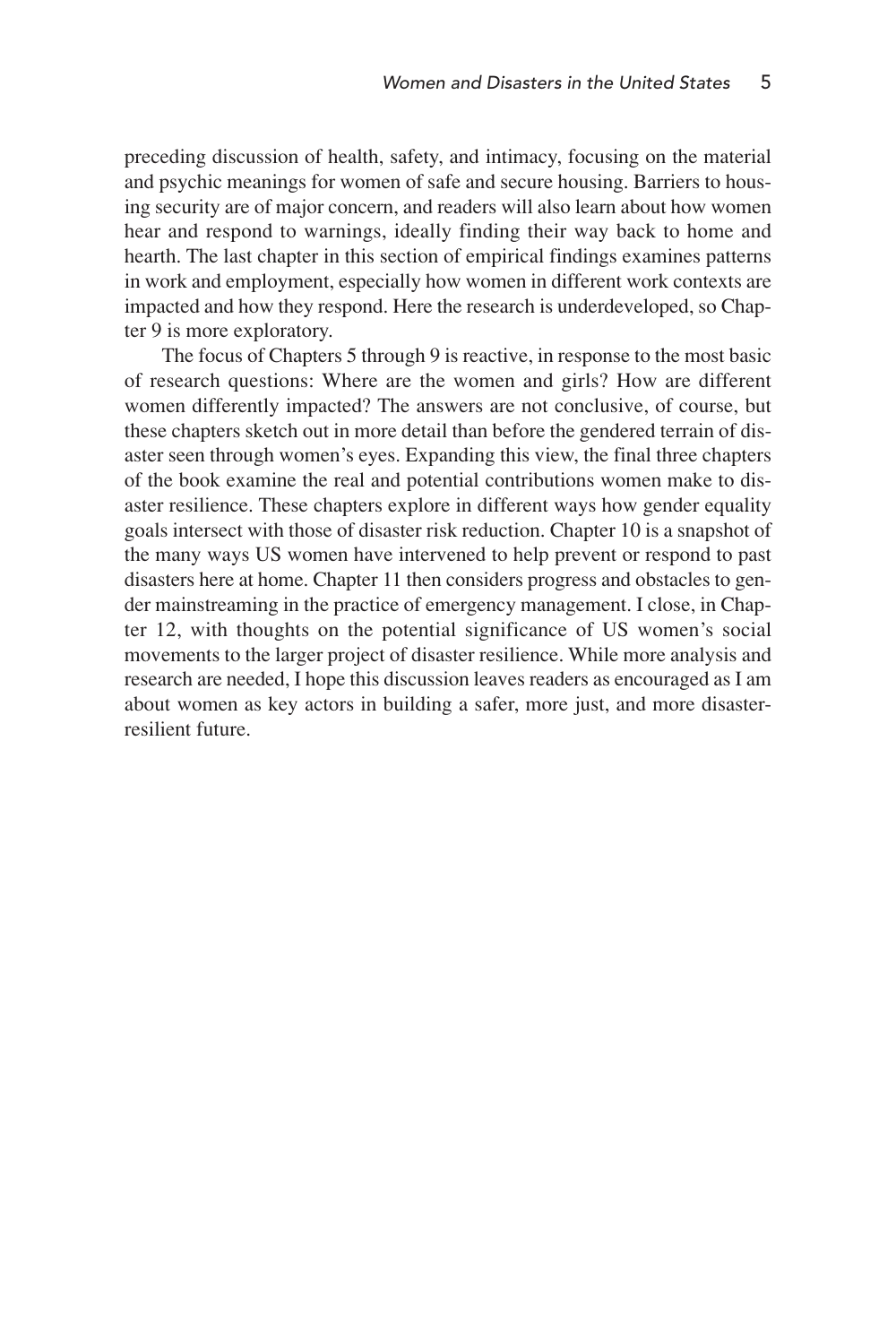preceding discussion of health, safety, and intimacy, focusing on the material and psychic meanings for women of safe and secure housing. Barriers to housing security are of major concern, and readers will also learn about how women hear and respond to warnings, ideally finding their way back to home and hearth. The last chapter in this section of empirical findings examines patterns in work and employment, especially how women in different work contexts are impacted and how they respond. Here the research is underdeveloped, so Chapter 9 is more exploratory.

The focus of Chapters 5 through 9 is reactive, in response to the most basic of research questions: Where are the women and girls? How are different women differently impacted? The answers are not conclusive, of course, but these chapters sketch out in more detail than before the gendered terrain of disaster seen through women's eyes. Expanding this view, the final three chapters of the book examine the real and potential contributions women make to disaster resilience. These chapters explore in different ways how gender equality goals intersect with those of disaster risk reduction. Chapter 10 is a snapshot of the many ways US women have intervened to help prevent or respond to past disasters here at home. Chapter 11 then considers progress and obstacles to gender mainstreaming in the practice of emergency management. I close, in Chapter 12, with thoughts on the potential significance of US women's social movements to the larger project of disaster resilience. While more analysis and research are needed, I hope this discussion leaves readers as encouraged as I am about women as key actors in building a safer, more just, and more disaster-resilient future.